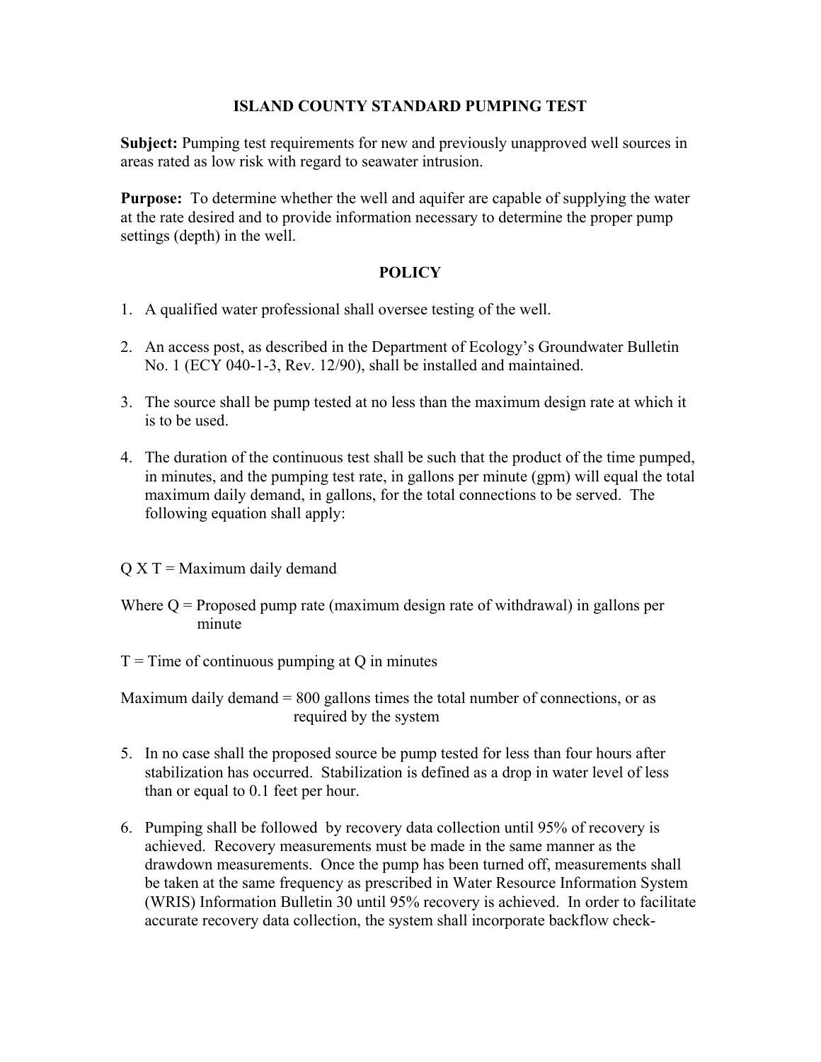# ISLAND COUNTY STANDARD PUMPING TEST

**Subject:** Pumping test requirements for new and previously unapproved well sources in areas rated as low risk with regard to seawater intrusion.

**Purpose:** To determine whether the well and aquifer are capable of supplying the water at the rate desired and to provide information necessary to determine the proper pump settings (depth) in the well.

## POLICY

1. A qualified water professional shall oversee testing of the well.

2. An access post, as described in the Department of Ecology's Groundwater Bulletin No. 1 (ECY 040-1-3, Rev. 12/90), shall be installed and maintained.

3. The source shall be pump tested at no less than the maximum design rate at which it is to be used.

4. The duration of the continuous test shall be such that the product of the time pumped, in minutes, and the pumping test rate, in gallons per minute (gpm) will equal the total maximum daily demand, in gallons, for the total connections to be served. The following equation shall apply:

$Q \times T$ = Maximum daily demand

Where $Q$ = Proposed pump rate (maximum design rate of withdrawal) in gallons per minute

$T$ = Time of continuous pumping at $Q$ in minutes

Maximum daily demand = 800 gallons times the total number of connections, or as required by the system

5. In no case shall the proposed source be pump tested for less than four hours after stabilization has occurred. Stabilization is defined as a drop in water level of less than or equal to 0.1 feet per hour.

6. Pumping shall be followed by recovery data collection until 95% of recovery is achieved. Recovery measurements must be made in the same manner as the drawdown measurements. Once the pump has been turned off, measurements shall be taken at the same frequency as prescribed in Water Resource Information System (WRIS) Information Bulletin 30 until 95% recovery is achieved. In order to facilitate accurate recovery data collection, the system shall incorporate backflow check-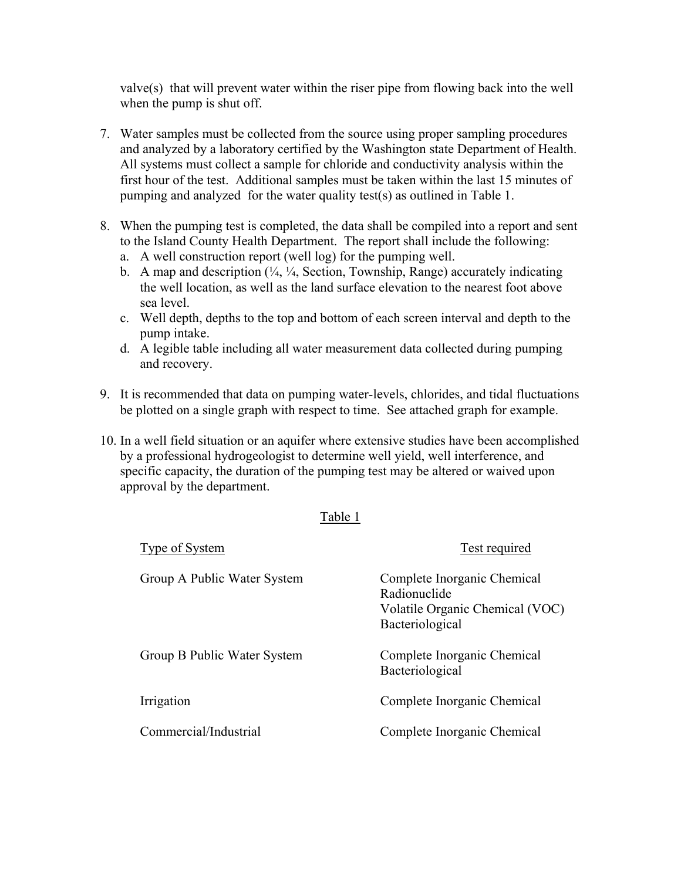valve(s) that will prevent water within the riser pipe from flowing back into the well when the pump is shut off.

7. Water samples must be collected from the source using proper sampling procedures and analyzed by a laboratory certified by the Washington state Department of Health. All systems must collect a sample for chloride and conductivity analysis within the first hour of the test. Additional samples must be taken within the last 15 minutes of pumping and analyzed for the water quality test(s) as outlined in Table 1.

8. When the pumping test is completed, the data shall be compiled into a report and sent to the Island County Health Department. The report shall include the following:
   a. A well construction report (well log) for the pumping well.
   b. A map and description (¼, ¼, Section, Township, Range) accurately indicating the well location, as well as the land surface elevation to the nearest foot above sea level.
   c. Well depth, depths to the top and bottom of each screen interval and depth to the pump intake.
   d. A legible table including all water measurement data collected during pumping and recovery.

9. It is recommended that data on pumping water-levels, chlorides, and tidal fluctuations be plotted on a single graph with respect to time. See attached graph for example.

10. In a well field situation or an aquifer where extensive studies have been accomplished by a professional hydrogeologist to determine well yield, well interference, and specific capacity, the duration of the pumping test may be altered or waived upon approval by the department.

Table 1

| Type of System | Test required |
|---|---|
| Group A Public Water System | Complete Inorganic Chemical<br>Radionuclide<br>Volatile Organic Chemical (VOC)<br>Bacteriological |
| Group B Public Water System | Complete Inorganic Chemical<br>Bacteriological |
| Irrigation | Complete Inorganic Chemical |
| Commercial/Industrial | Complete Inorganic Chemical |